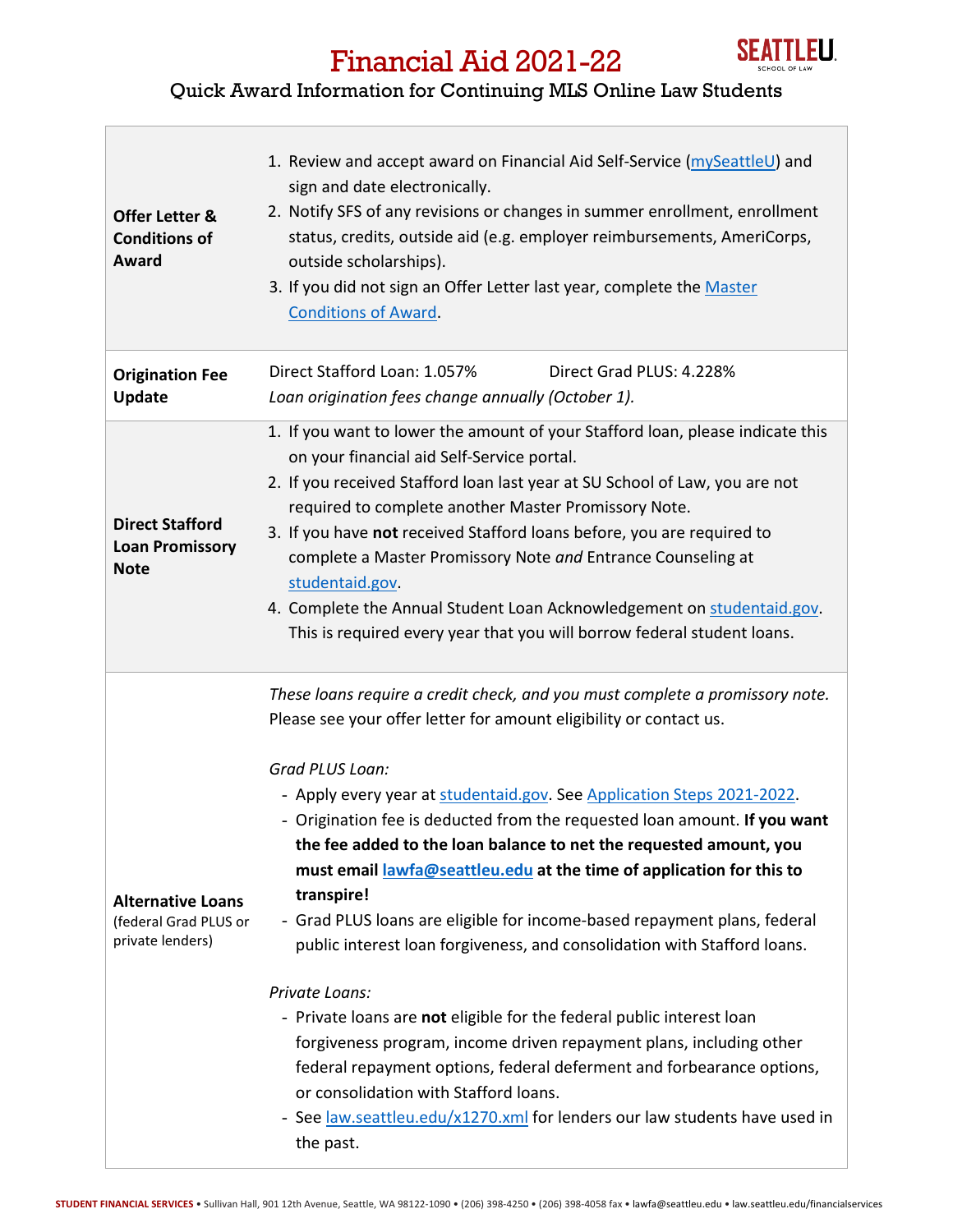# Financial Aid 2021-22

## Quick Award Information for Continuing MLS Online Law Students

| | |
|---|---|
| **Offer Letter & Conditions of Award** | 1. Review and accept award on Financial Aid Self-Service (mySeattleU) and sign and date electronically.<br>2. Notify SFS of any revisions or changes in summer enrollment, enrollment status, credits, outside aid (e.g. employer reimbursements, AmeriCorps, outside scholarships).<br>3. If you did not sign an Offer Letter last year, complete the Master Conditions of Award. |
| **Origination Fee Update** | Direct Stafford Loan: 1.057% Direct Grad PLUS: 4.228%<br>*Loan origination fees change annually (October 1).* |
| **Direct Stafford Loan Promissory Note** | 1. If you want to lower the amount of your Stafford loan, please indicate this on your financial aid Self-Service portal.<br>2. If you received Stafford loan last year at SU School of Law, you are not required to complete another Master Promissory Note.<br>3. If you have **not** received Stafford loans before, you are required to complete a Master Promissory Note *and* Entrance Counseling at studentaid.gov.<br>4. Complete the Annual Student Loan Acknowledgement on studentaid.gov. This is required every year that you will borrow federal student loans. |
| **Alternative Loans** (federal Grad PLUS or private lenders) | *These loans require a credit check, and you must complete a promissory note.* Please see your offer letter for amount eligibility or contact us.<br><br>*Grad PLUS Loan:*<br>- Apply every year at studentaid.gov. See Application Steps 2021-2022.<br>- Origination fee is deducted from the requested loan amount. **If you want the fee added to the loan balance to net the requested amount, you must email lawfa@seattleu.edu at the time of application for this to transpire!**<br>- Grad PLUS loans are eligible for income-based repayment plans, federal public interest loan forgiveness, and consolidation with Stafford loans.<br><br>*Private Loans:*<br>- Private loans are **not** eligible for the federal public interest loan forgiveness program, income driven repayment plans, including other federal repayment options, federal deferment and forbearance options, or consolidation with Stafford loans.<br>- See law.seattleu.edu/x1270.xml for lenders our law students have used in the past. |

**STUDENT FINANCIAL SERVICES** • Sullivan Hall, 901 12th Avenue, Seattle, WA 98122-1090 • (206) 398-4250 • (206) 398-4058 fax • lawfa@seattleu.edu • law.seattleu.edu/financialservices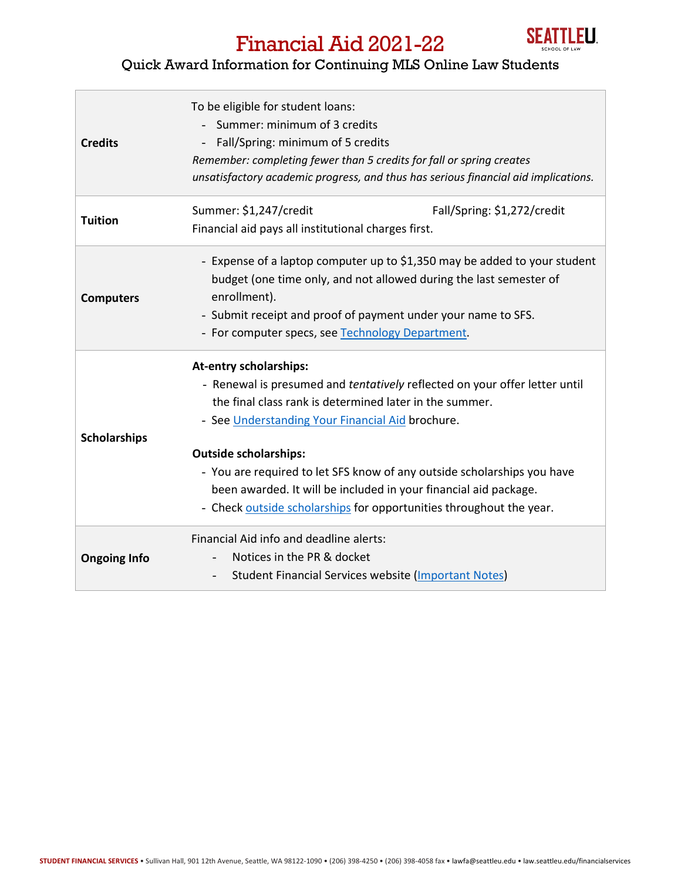# Financial Aid 2021-22

## Quick Award Information for Continuing MLS Online Law Students

| | |
|---|---|
| **Credits** | To be eligible for student loans:<br>- Summer: minimum of 3 credits<br>- Fall/Spring: minimum of 5 credits<br>*Remember: completing fewer than 5 credits for fall or spring creates unsatisfactory academic progress, and thus has serious financial aid implications.* |
| **Tuition** | Summer: $1,247/credit    Fall/Spring: $1,272/credit<br>Financial aid pays all institutional charges first. |
| **Computers** | - Expense of a laptop computer up to $1,350 may be added to your student budget (one time only, and not allowed during the last semester of enrollment).<br>- Submit receipt and proof of payment under your name to SFS.<br>- For computer specs, see Technology Department. |
| **Scholarships** | **At-entry scholarships:**<br>- Renewal is presumed and *tentatively* reflected on your offer letter until the final class rank is determined later in the summer.<br>- See Understanding Your Financial Aid brochure.<br><br>**Outside scholarships:**<br>- You are required to let SFS know of any outside scholarships you have been awarded. It will be included in your financial aid package.<br>- Check outside scholarships for opportunities throughout the year. |
| **Ongoing Info** | Financial Aid info and deadline alerts:<br>- Notices in the PR & docket<br>- Student Financial Services website (Important Notes) |

**STUDENT FINANCIAL SERVICES** • Sullivan Hall, 901 12th Avenue, Seattle, WA 98122-1090 • (206) 398-4250 • (206) 398-4058 fax • lawfa@seattleu.edu • law.seattleu.edu/financialservices